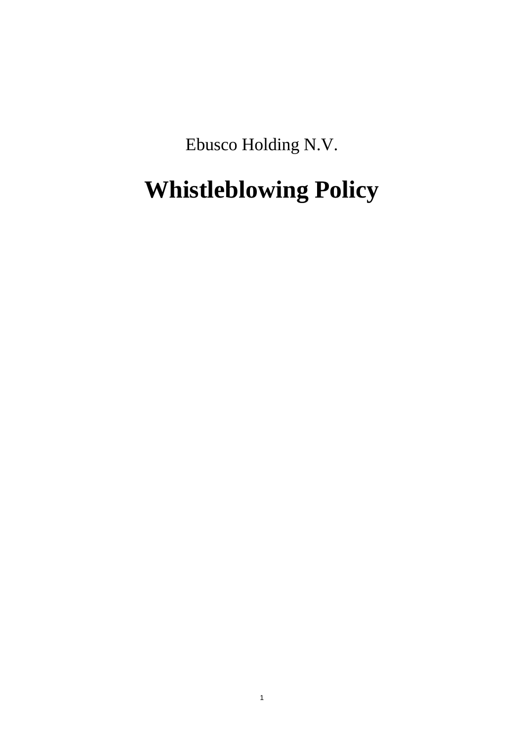Ebusco Holding N.V.

# Whistleblowing Policy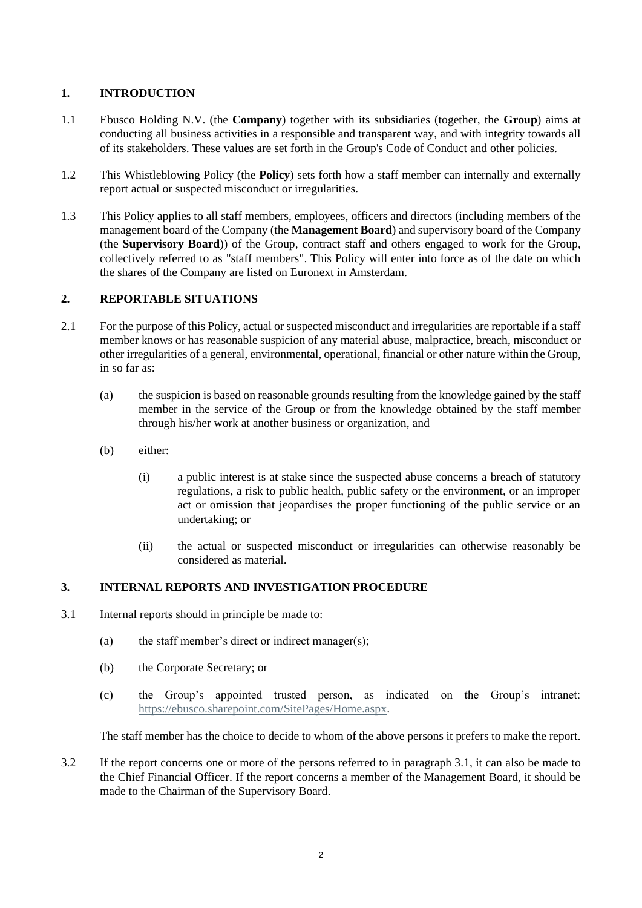## 1. INTRODUCTION

1.1 Ebusco Holding N.V. (the **Company**) together with its subsidiaries (together, the **Group**) aims at conducting all business activities in a responsible and transparent way, and with integrity towards all of its stakeholders. These values are set forth in the Group's Code of Conduct and other policies.

1.2 This Whistleblowing Policy (the **Policy**) sets forth how a staff member can internally and externally report actual or suspected misconduct or irregularities.

1.3 This Policy applies to all staff members, employees, officers and directors (including members of the management board of the Company (the **Management Board**) and supervisory board of the Company (the **Supervisory Board**)) of the Group, contract staff and others engaged to work for the Group, collectively referred to as "staff members". This Policy will enter into force as of the date on which the shares of the Company are listed on Euronext in Amsterdam.

## 2. REPORTABLE SITUATIONS

2.1 For the purpose of this Policy, actual or suspected misconduct and irregularities are reportable if a staff member knows or has reasonable suspicion of any material abuse, malpractice, breach, misconduct or other irregularities of a general, environmental, operational, financial or other nature within the Group, in so far as:

(a) the suspicion is based on reasonable grounds resulting from the knowledge gained by the staff member in the service of the Group or from the knowledge obtained by the staff member through his/her work at another business or organization, and

(b) either:

(i) a public interest is at stake since the suspected abuse concerns a breach of statutory regulations, a risk to public health, public safety or the environment, or an improper act or omission that jeopardises the proper functioning of the public service or an undertaking; or

(ii) the actual or suspected misconduct or irregularities can otherwise reasonably be considered as material.

## 3. INTERNAL REPORTS AND INVESTIGATION PROCEDURE

3.1 Internal reports should in principle be made to:

(a) the staff member's direct or indirect manager(s);

(b) the Corporate Secretary; or

(c) the Group's appointed trusted person, as indicated on the Group's intranet: https://ebusco.sharepoint.com/SitePages/Home.aspx.

The staff member has the choice to decide to whom of the above persons it prefers to make the report.

3.2 If the report concerns one or more of the persons referred to in paragraph 3.1, it can also be made to the Chief Financial Officer. If the report concerns a member of the Management Board, it should be made to the Chairman of the Supervisory Board.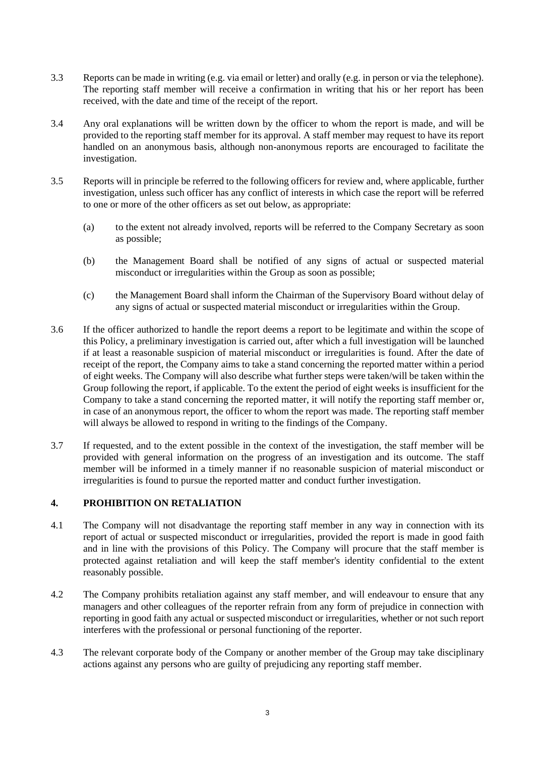3.3 Reports can be made in writing (e.g. via email or letter) and orally (e.g. in person or via the telephone). The reporting staff member will receive a confirmation in writing that his or her report has been received, with the date and time of the receipt of the report.

3.4 Any oral explanations will be written down by the officer to whom the report is made, and will be provided to the reporting staff member for its approval. A staff member may request to have its report handled on an anonymous basis, although non-anonymous reports are encouraged to facilitate the investigation.

3.5 Reports will in principle be referred to the following officers for review and, where applicable, further investigation, unless such officer has any conflict of interests in which case the report will be referred to one or more of the other officers as set out below, as appropriate:

(a) to the extent not already involved, reports will be referred to the Company Secretary as soon as possible;

(b) the Management Board shall be notified of any signs of actual or suspected material misconduct or irregularities within the Group as soon as possible;

(c) the Management Board shall inform the Chairman of the Supervisory Board without delay of any signs of actual or suspected material misconduct or irregularities within the Group.

3.6 If the officer authorized to handle the report deems a report to be legitimate and within the scope of this Policy, a preliminary investigation is carried out, after which a full investigation will be launched if at least a reasonable suspicion of material misconduct or irregularities is found. After the date of receipt of the report, the Company aims to take a stand concerning the reported matter within a period of eight weeks. The Company will also describe what further steps were taken/will be taken within the Group following the report, if applicable. To the extent the period of eight weeks is insufficient for the Company to take a stand concerning the reported matter, it will notify the reporting staff member or, in case of an anonymous report, the officer to whom the report was made. The reporting staff member will always be allowed to respond in writing to the findings of the Company.

3.7 If requested, and to the extent possible in the context of the investigation, the staff member will be provided with general information on the progress of an investigation and its outcome. The staff member will be informed in a timely manner if no reasonable suspicion of material misconduct or irregularities is found to pursue the reported matter and conduct further investigation.

## 4. PROHIBITION ON RETALIATION

4.1 The Company will not disadvantage the reporting staff member in any way in connection with its report of actual or suspected misconduct or irregularities, provided the report is made in good faith and in line with the provisions of this Policy. The Company will procure that the staff member is protected against retaliation and will keep the staff member's identity confidential to the extent reasonably possible.

4.2 The Company prohibits retaliation against any staff member, and will endeavour to ensure that any managers and other colleagues of the reporter refrain from any form of prejudice in connection with reporting in good faith any actual or suspected misconduct or irregularities, whether or not such report interferes with the professional or personal functioning of the reporter.

4.3 The relevant corporate body of the Company or another member of the Group may take disciplinary actions against any persons who are guilty of prejudicing any reporting staff member.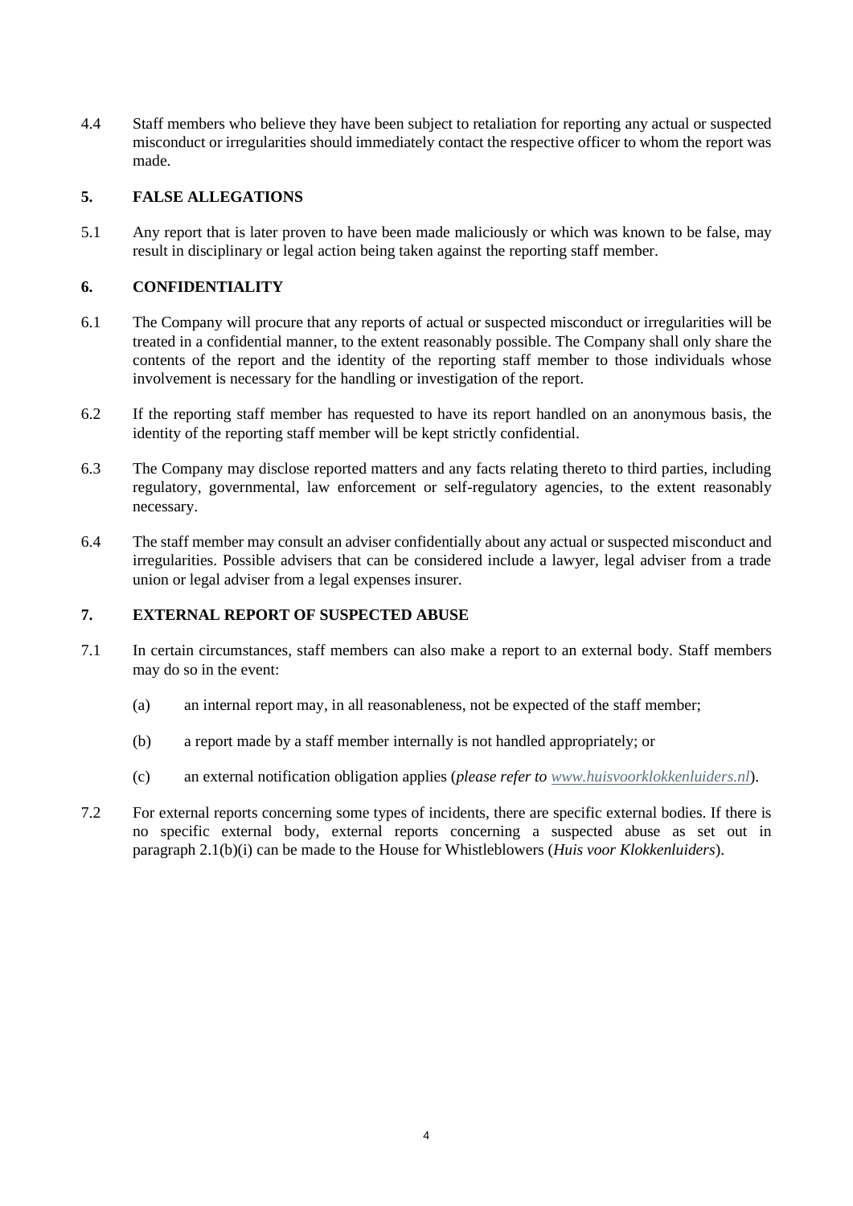4.4 Staff members who believe they have been subject to retaliation for reporting any actual or suspected misconduct or irregularities should immediately contact the respective officer to whom the report was made.

## 5. FALSE ALLEGATIONS

5.1 Any report that is later proven to have been made maliciously or which was known to be false, may result in disciplinary or legal action being taken against the reporting staff member.

## 6. CONFIDENTIALITY

6.1 The Company will procure that any reports of actual or suspected misconduct or irregularities will be treated in a confidential manner, to the extent reasonably possible. The Company shall only share the contents of the report and the identity of the reporting staff member to those individuals whose involvement is necessary for the handling or investigation of the report.

6.2 If the reporting staff member has requested to have its report handled on an anonymous basis, the identity of the reporting staff member will be kept strictly confidential.

6.3 The Company may disclose reported matters and any facts relating thereto to third parties, including regulatory, governmental, law enforcement or self-regulatory agencies, to the extent reasonably necessary.

6.4 The staff member may consult an adviser confidentially about any actual or suspected misconduct and irregularities. Possible advisers that can be considered include a lawyer, legal adviser from a trade union or legal adviser from a legal expenses insurer.

## 7. EXTERNAL REPORT OF SUSPECTED ABUSE

7.1 In certain circumstances, staff members can also make a report to an external body. Staff members may do so in the event:

(a) an internal report may, in all reasonableness, not be expected of the staff member;

(b) a report made by a staff member internally is not handled appropriately; or

(c) an external notification obligation applies (*please refer to [www.huisvoorklokkenluiders.nl](www.huisvoorklokkenluiders.nl)*).

7.2 For external reports concerning some types of incidents, there are specific external bodies. If there is no specific external body, external reports concerning a suspected abuse as set out in paragraph 2.1(b)(i) can be made to the House for Whistleblowers (*Huis voor Klokkenluiders*).